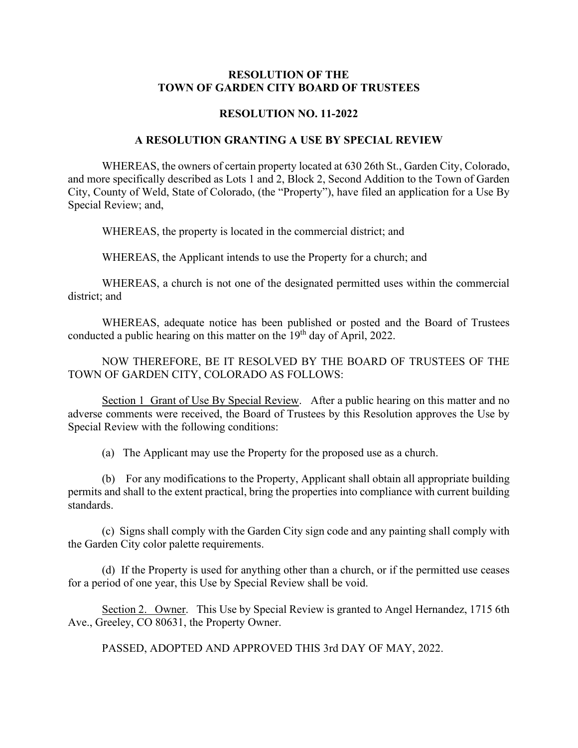**RESOLUTION OF THE**
**TOWN OF GARDEN CITY BOARD OF TRUSTEES**

**RESOLUTION NO. 11-2022**

**A RESOLUTION GRANTING A USE BY SPECIAL REVIEW**

WHEREAS, the owners of certain property located at 630 26th St., Garden City, Colorado, and more specifically described as Lots 1 and 2, Block 2, Second Addition to the Town of Garden City, County of Weld, State of Colorado, (the "Property"), have filed an application for a Use By Special Review; and,

WHEREAS, the property is located in the commercial district; and

WHEREAS, the Applicant intends to use the Property for a church; and

WHEREAS, a church is not one of the designated permitted uses within the commercial district; and

WHEREAS, adequate notice has been published or posted and the Board of Trustees conducted a public hearing on this matter on the 19th day of April, 2022.

NOW THEREFORE, BE IT RESOLVED BY THE BOARD OF TRUSTEES OF THE TOWN OF GARDEN CITY, COLORADO AS FOLLOWS:

Section 1 Grant of Use By Special Review. After a public hearing on this matter and no adverse comments were received, the Board of Trustees by this Resolution approves the Use by Special Review with the following conditions:

(a) The Applicant may use the Property for the proposed use as a church.

(b) For any modifications to the Property, Applicant shall obtain all appropriate building permits and shall to the extent practical, bring the properties into compliance with current building standards.

(c) Signs shall comply with the Garden City sign code and any painting shall comply with the Garden City color palette requirements.

(d) If the Property is used for anything other than a church, or if the permitted use ceases for a period of one year, this Use by Special Review shall be void.

Section 2. Owner. This Use by Special Review is granted to Angel Hernandez, 1715 6th Ave., Greeley, CO 80631, the Property Owner.

PASSED, ADOPTED AND APPROVED THIS 3rd DAY OF MAY, 2022.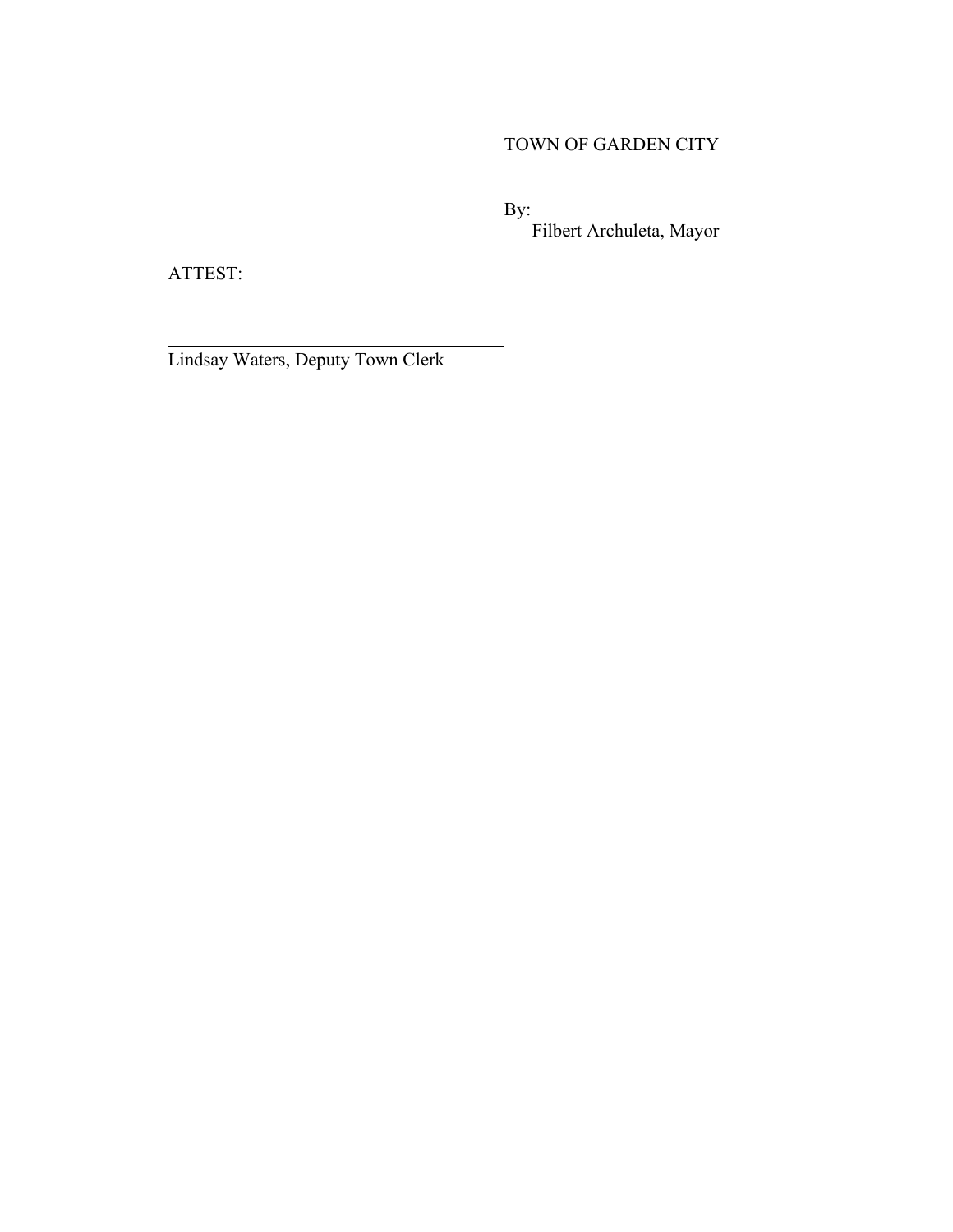TOWN OF GARDEN CITY

By: ________________________________
Filbert Archuleta, Mayor

ATTEST:

________________________________
Lindsay Waters, Deputy Town Clerk